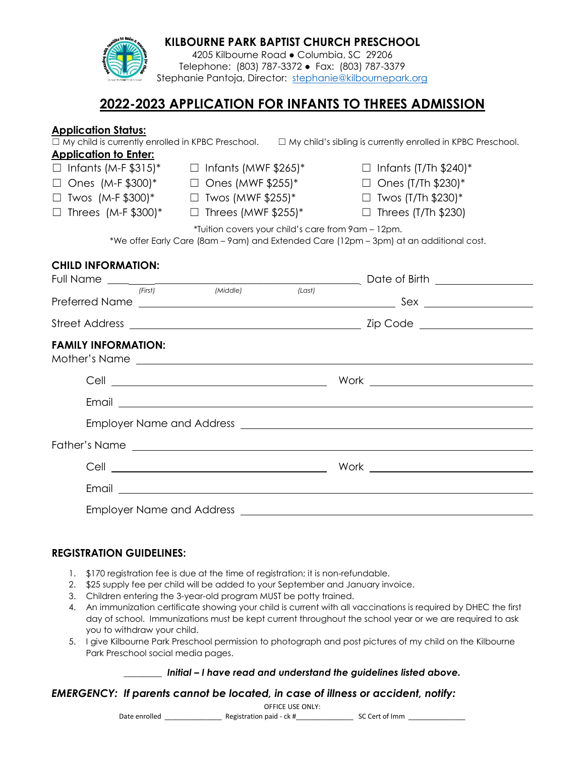# KILBOURNE PARK BAPTIST CHURCH PRESCHOOL

4205 Kilbourne Road ● Columbia, SC 29206
Telephone: (803) 787-3372 ● Fax: (803) 787-3379
Stephanie Pantoja, Director: stephanie@kilbournepark.org

## 2022-2023 APPLICATION FOR INFANTS TO THREES ADMISSION

**Application Status:**

☐ My child is currently enrolled in KPBC Preschool. ☐ My child's sibling is currently enrolled in KPBC Preschool.

**Application to Enter:**

| | | |
|---|---|---|
| ☐ Infants (M-F $315)* | ☐ Infants (MWF $265)* | ☐ Infants (T/Th $240)* |
| ☐ Ones (M-F $300)* | ☐ Ones (MWF $255)* | ☐ Ones (T/Th $230)* |
| ☐ Twos (M-F $300)* | ☐ Twos (MWF $255)* | ☐ Twos (T/Th $230)* |
| ☐ Threes (M-F $300)* | ☐ Threes (MWF $255)* | ☐ Threes (T/Th $230) |

*Tuition covers your child's care from 9am – 12pm.
*We offer Early Care (8am – 9am) and Extended Care (12pm – 3pm) at an additional cost.

**CHILD INFORMATION:**

Full Name ______________________________ Date of Birth ______________
(First) (Middle) (Last)

Preferred Name ______________________________ Sex ______________

Street Address ______________________________ Zip Code ______________

**FAMILY INFORMATION:**

Mother's Name ______________________________

Cell ______________________ Work ______________________

Email ______________________________

Employer Name and Address ______________________________

Father's Name ______________________________

Cell ______________________ Work ______________________

Email ______________________________

Employer Name and Address ______________________________

**REGISTRATION GUIDELINES:**

1. $170 registration fee is due at the time of registration; it is non-refundable.
2. $25 supply fee per child will be added to your September and January invoice.
3. Children entering the 3-year-old program MUST be potty trained.
4. An immunization certificate showing your child is current with all vaccinations is required by DHEC the first day of school. Immunizations must be kept current throughout the school year or we are required to ask you to withdraw your child.
5. I give Kilbourne Park Preschool permission to photograph and post pictures of my child on the Kilbourne Park Preschool social media pages.

________ ***Initial – I have read and understand the guidelines listed above.***

***EMERGENCY: If parents cannot be located, in case of illness or accident, notify:***

OFFICE USE ONLY:
Date enrolled ______________ Registration paid - ck #______________ SC Cert of Imm ______________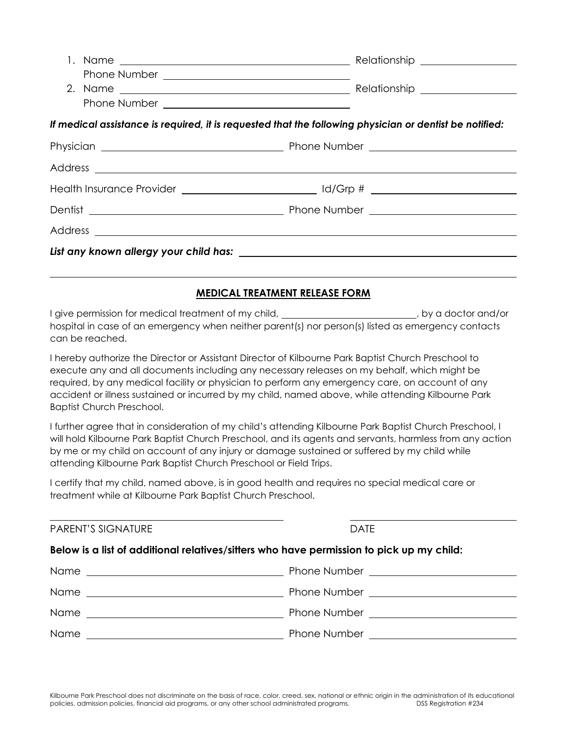1. Name ______________________________ Relationship ______________
   Phone Number ______________________________
2. Name ______________________________ Relationship ______________
   Phone Number ______________________________

***If medical assistance is required, it is requested that the following physician or dentist be notified:***

Physician ______________________________ Phone Number ______________________________

Address ____________________________________________________________

Health Insurance Provider ______________________ Id/Grp # ______________________

Dentist ______________________________ Phone Number ______________________________

Address ____________________________________________________________

***List any known allergy your child has:*** ____________________________________________

____________________________________________________________

## MEDICAL TREATMENT RELEASE FORM

I give permission for medical treatment of my child, ______________________, by a doctor and/or hospital in case of an emergency when neither parent(s) nor person(s) listed as emergency contacts can be reached.

I hereby authorize the Director or Assistant Director of Kilbourne Park Baptist Church Preschool to execute any and all documents including any necessary releases on my behalf, which might be required, by any medical facility or physician to perform any emergency care, on account of any accident or illness sustained or incurred by my child, named above, while attending Kilbourne Park Baptist Church Preschool.

I further agree that in consideration of my child's attending Kilbourne Park Baptist Church Preschool, I will hold Kilbourne Park Baptist Church Preschool, and its agents and servants, harmless from any action by me or my child on account of any injury or damage sustained or suffered by my child while attending Kilbourne Park Baptist Church Preschool or Field Trips.

I certify that my child, named above, is in good health and requires no special medical care or treatment while at Kilbourne Park Baptist Church Preschool.

______________________________ ______________________________

PARENT'S SIGNATURE DATE

**Below is a list of additional relatives/sitters who have permission to pick up my child:**

Name ______________________________ Phone Number ______________________________

Name ______________________________ Phone Number ______________________________

Name ______________________________ Phone Number ______________________________

Name ______________________________ Phone Number ______________________________

Kilbourne Park Preschool does not discriminate on the basis of race, color, creed, sex, national or ethnic origin in the administration of its educational policies, admission policies, financial aid programs, or any other school administrated programs. DSS Registration #234